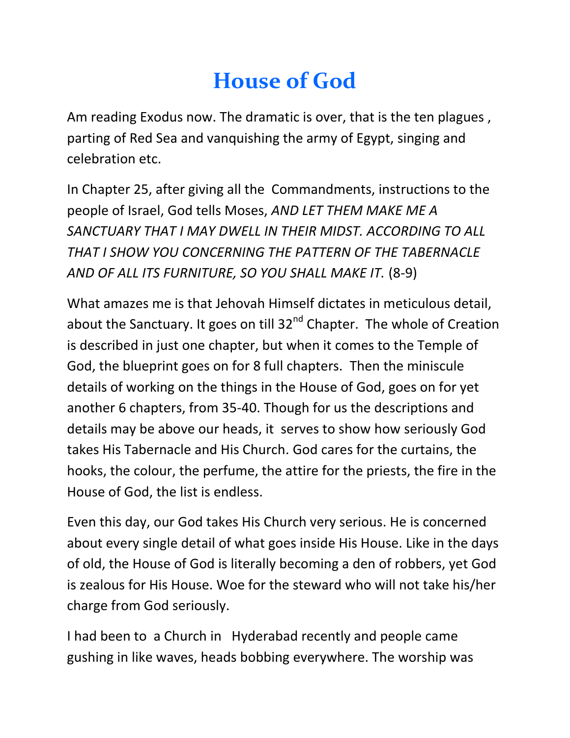# House of God

Am reading Exodus now. The dramatic is over, that is the ten plagues , parting of Red Sea and vanquishing the army of Egypt, singing and celebration etc.

In Chapter 25, after giving all the Commandments, instructions to the people of Israel, God tells Moses, *AND LET THEM MAKE ME A SANCTUARY THAT I MAY DWELL IN THEIR MIDST. ACCORDING TO ALL THAT I SHOW YOU CONCERNING THE PATTERN OF THE TABERNACLE AND OF ALL ITS FURNITURE, SO YOU SHALL MAKE IT.* (8-9)

What amazes me is that Jehovah Himself dictates in meticulous detail, about the Sanctuary. It goes on till 32nd Chapter. The whole of Creation is described in just one chapter, but when it comes to the Temple of God, the blueprint goes on for 8 full chapters. Then the miniscule details of working on the things in the House of God, goes on for yet another 6 chapters, from 35-40. Though for us the descriptions and details may be above our heads, it serves to show how seriously God takes His Tabernacle and His Church. God cares for the curtains, the hooks, the colour, the perfume, the attire for the priests, the fire in the House of God, the list is endless.

Even this day, our God takes His Church very serious. He is concerned about every single detail of what goes inside His House. Like in the days of old, the House of God is literally becoming a den of robbers, yet God is zealous for His House. Woe for the steward who will not take his/her charge from God seriously.

I had been to a Church in Hyderabad recently and people came gushing in like waves, heads bobbing everywhere. The worship was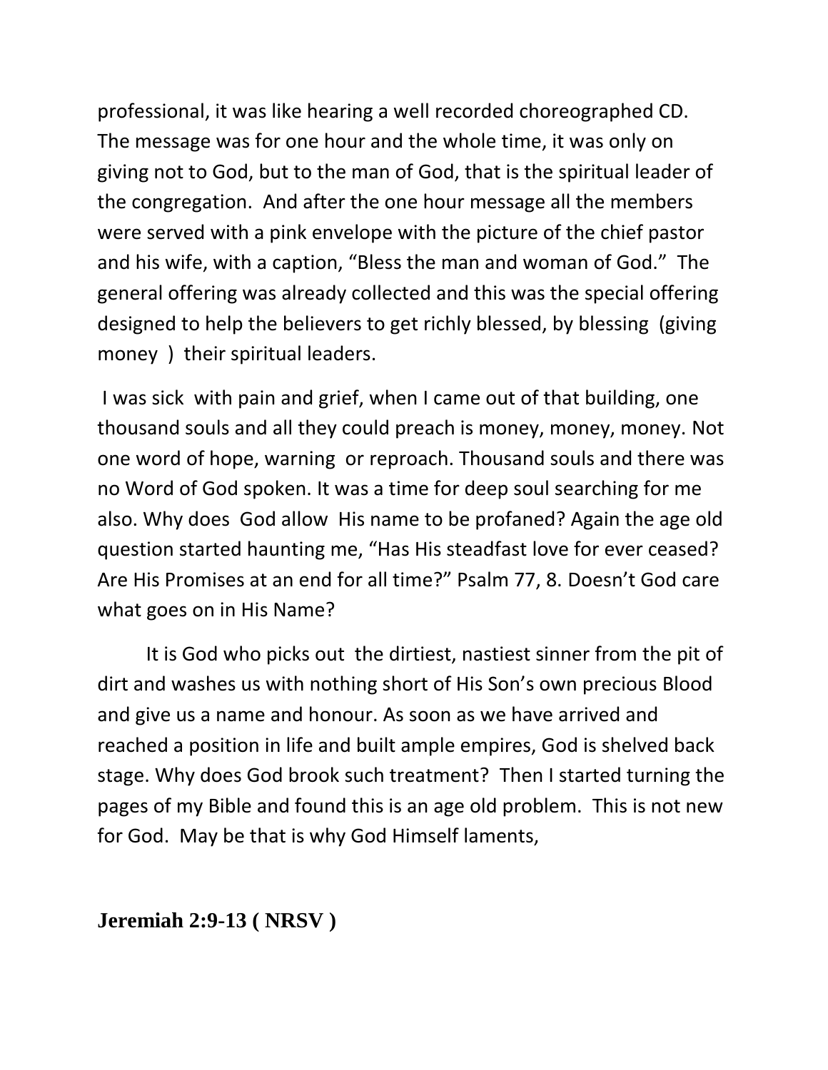professional, it was like hearing a well recorded choreographed CD. The message was for one hour and the whole time, it was only on giving not to God, but to the man of God, that is the spiritual leader of the congregation. And after the one hour message all the members were served with a pink envelope with the picture of the chief pastor and his wife, with a caption, "Bless the man and woman of God." The general offering was already collected and this was the special offering designed to help the believers to get richly blessed, by blessing (giving money ) their spiritual leaders.

I was sick with pain and grief, when I came out of that building, one thousand souls and all they could preach is money, money, money. Not one word of hope, warning or reproach. Thousand souls and there was no Word of God spoken. It was a time for deep soul searching for me also. Why does God allow His name to be profaned? Again the age old question started haunting me, "Has His steadfast love for ever ceased? Are His Promises at an end for all time?" Psalm 77, 8. Doesn't God care what goes on in His Name?

It is God who picks out the dirtiest, nastiest sinner from the pit of dirt and washes us with nothing short of His Son's own precious Blood and give us a name and honour. As soon as we have arrived and reached a position in life and built ample empires, God is shelved back stage. Why does God brook such treatment? Then I started turning the pages of my Bible and found this is an age old problem. This is not new for God. May be that is why God Himself laments,

**Jeremiah 2:9-13 ( NRSV )**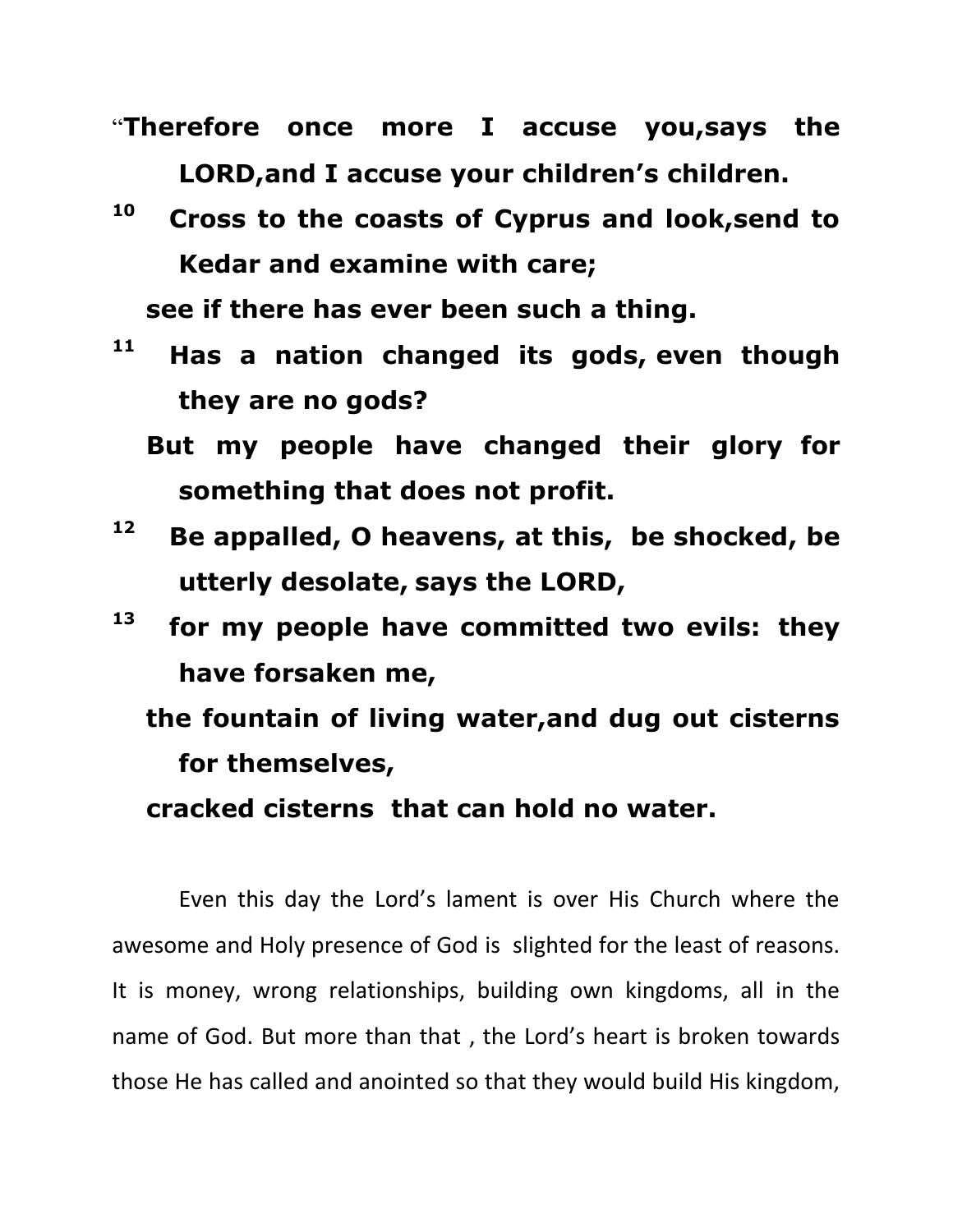**“Therefore once more I accuse you,says the LORD,and I accuse your children’s children.**

**[10] Cross to the coasts of Cyprus and look,send to Kedar and examine with care;**

**see if there has ever been such a thing.**

**[11] Has a nation changed its gods, even though they are no gods?**

**But my people have changed their glory for something that does not profit.**

**[12] Be appalled, O heavens, at this, be shocked, be utterly desolate, says the LORD,**

**[13] for my people have committed two evils: they have forsaken me,**

**the fountain of living water,and dug out cisterns for themselves,**

**cracked cisterns that can hold no water.**

Even this day the Lord’s lament is over His Church where the awesome and Holy presence of God is slighted for the least of reasons. It is money, wrong relationships, building own kingdoms, all in the name of God. But more than that , the Lord’s heart is broken towards those He has called and anointed so that they would build His kingdom,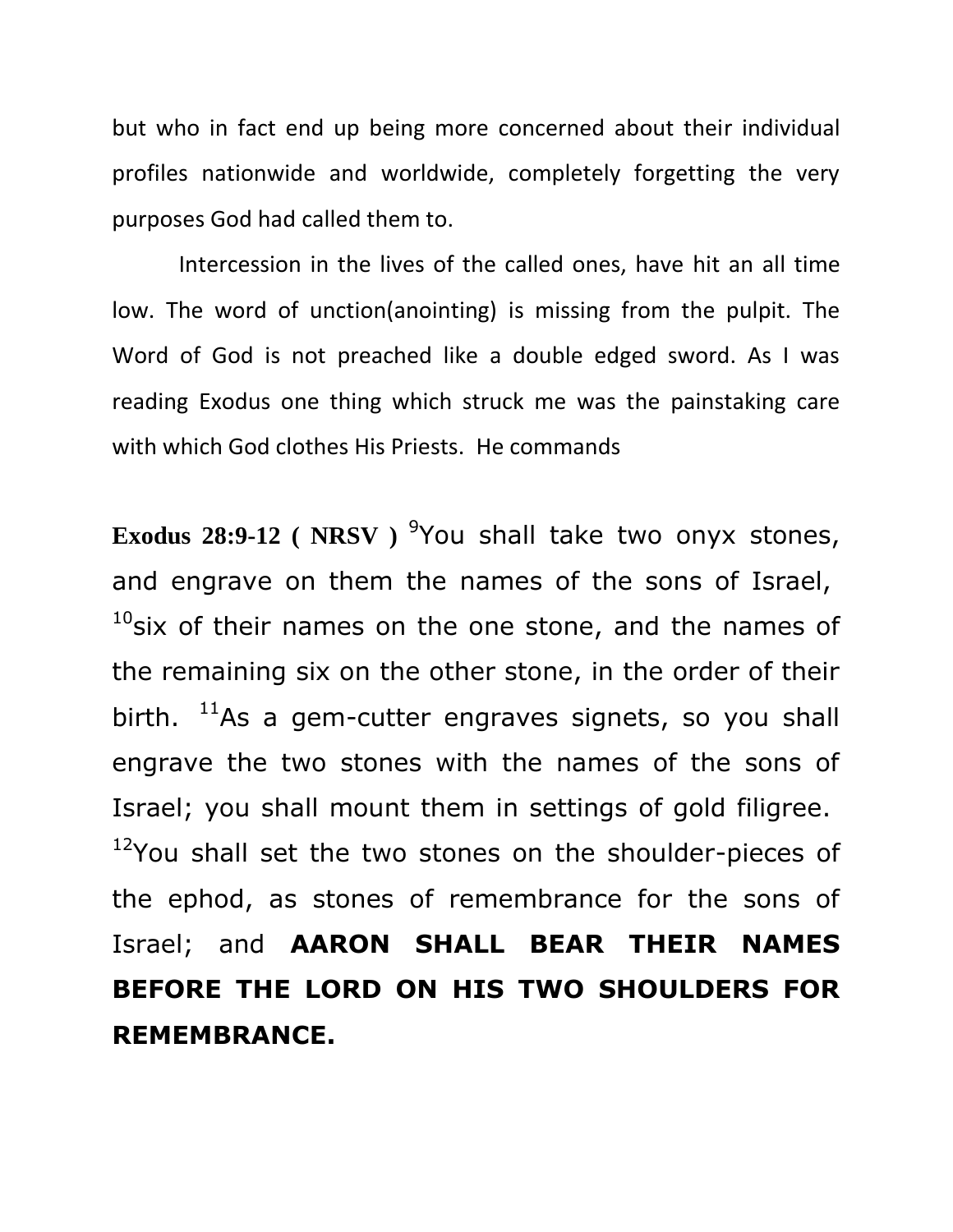but who in fact end up being more concerned about their individual profiles nationwide and worldwide, completely forgetting the very purposes God had called them to.

Intercession in the lives of the called ones, have hit an all time low. The word of unction(anointing) is missing from the pulpit. The Word of God is not preached like a double edged sword. As I was reading Exodus one thing which struck me was the painstaking care with which God clothes His Priests. He commands

**Exodus 28:9-12 ( NRSV )** [9]You shall take two onyx stones, and engrave on them the names of the sons of Israel, [10]six of their names on the one stone, and the names of the remaining six on the other stone, in the order of their birth. [11]As a gem-cutter engraves signets, so you shall engrave the two stones with the names of the sons of Israel; you shall mount them in settings of gold filigree. [12]You shall set the two stones on the shoulder-pieces of the ephod, as stones of remembrance for the sons of Israel; and **AARON SHALL BEAR THEIR NAMES BEFORE THE LORD ON HIS TWO SHOULDERS FOR REMEMBRANCE.**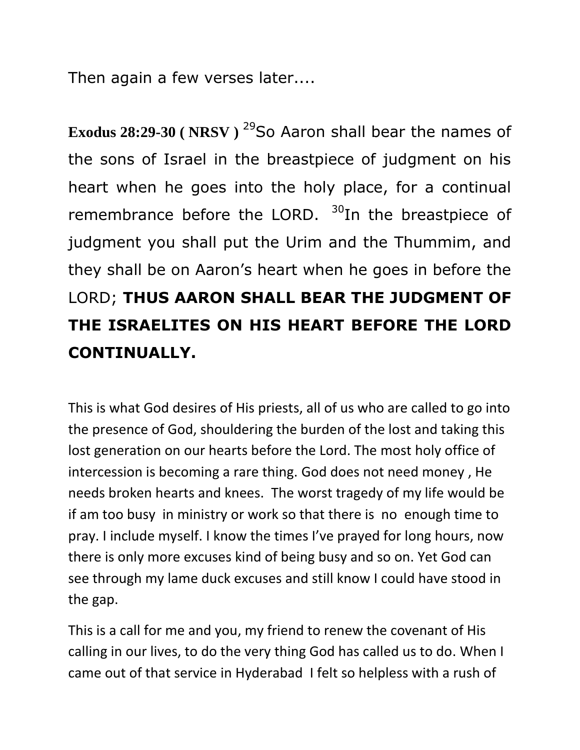Then again a few verses later....

**Exodus 28:29-30 ( NRSV )** [29]So Aaron shall bear the names of the sons of Israel in the breastpiece of judgment on his heart when he goes into the holy place, for a continual remembrance before the LORD. [30]In the breastpiece of judgment you shall put the Urim and the Thummim, and they shall be on Aaron's heart when he goes in before the LORD; **THUS AARON SHALL BEAR THE JUDGMENT OF THE ISRAELITES ON HIS HEART BEFORE THE LORD CONTINUALLY.**

This is what God desires of His priests, all of us who are called to go into the presence of God, shouldering the burden of the lost and taking this lost generation on our hearts before the Lord. The most holy office of intercession is becoming a rare thing. God does not need money , He needs broken hearts and knees. The worst tragedy of my life would be if am too busy in ministry or work so that there is no enough time to pray. I include myself. I know the times I've prayed for long hours, now there is only more excuses kind of being busy and so on. Yet God can see through my lame duck excuses and still know I could have stood in the gap.

This is a call for me and you, my friend to renew the covenant of His calling in our lives, to do the very thing God has called us to do. When I came out of that service in Hyderabad I felt so helpless with a rush of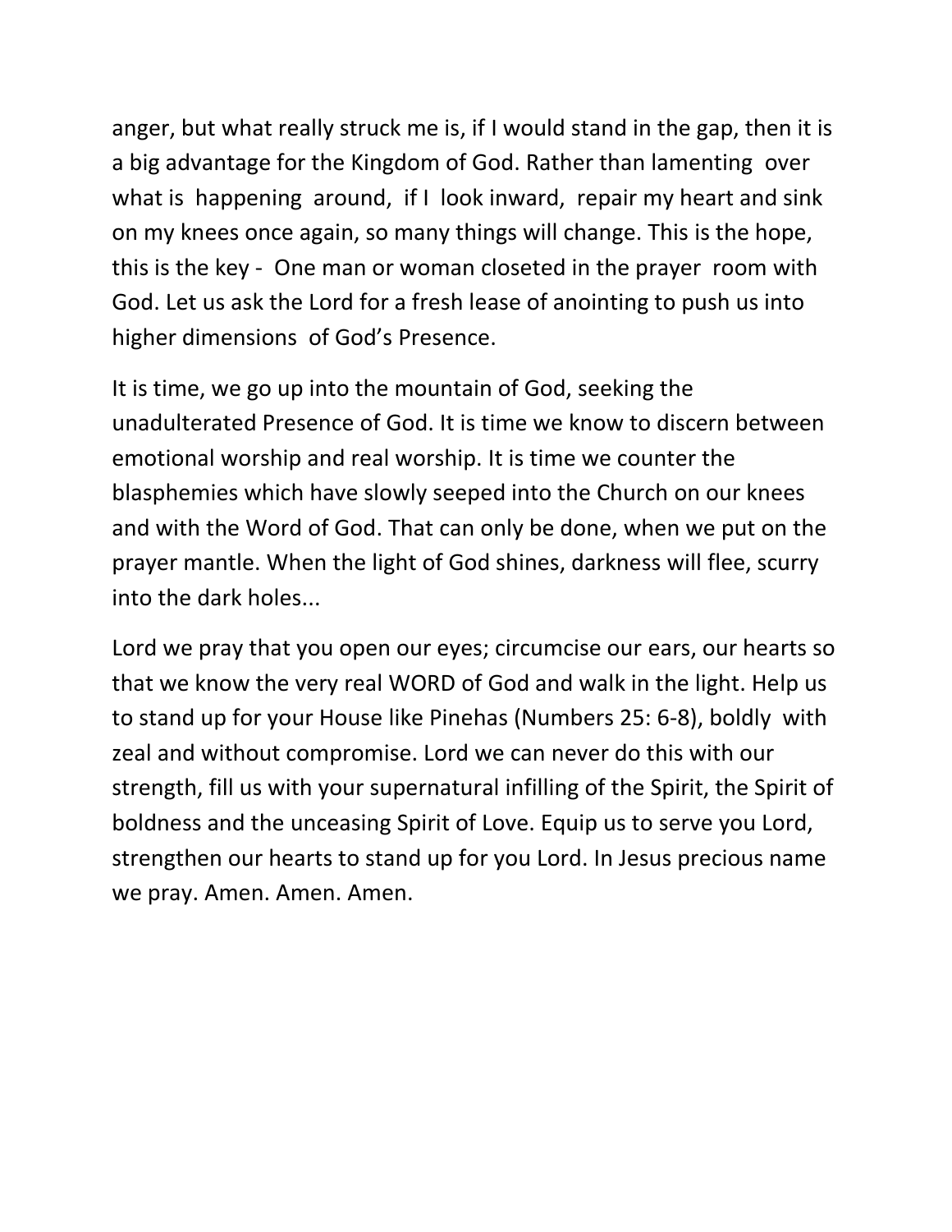anger, but what really struck me is, if I would stand in the gap, then it is a big advantage for the Kingdom of God. Rather than lamenting over what is happening around, if I look inward, repair my heart and sink on my knees once again, so many things will change. This is the hope, this is the key - One man or woman closeted in the prayer room with God. Let us ask the Lord for a fresh lease of anointing to push us into higher dimensions of God's Presence.

It is time, we go up into the mountain of God, seeking the unadulterated Presence of God. It is time we know to discern between emotional worship and real worship. It is time we counter the blasphemies which have slowly seeped into the Church on our knees and with the Word of God. That can only be done, when we put on the prayer mantle. When the light of God shines, darkness will flee, scurry into the dark holes...

Lord we pray that you open our eyes; circumcise our ears, our hearts so that we know the very real WORD of God and walk in the light. Help us to stand up for your House like Pinehas (Numbers 25: 6-8), boldly with zeal and without compromise. Lord we can never do this with our strength, fill us with your supernatural infilling of the Spirit, the Spirit of boldness and the unceasing Spirit of Love. Equip us to serve you Lord, strengthen our hearts to stand up for you Lord. In Jesus precious name we pray. Amen. Amen. Amen.